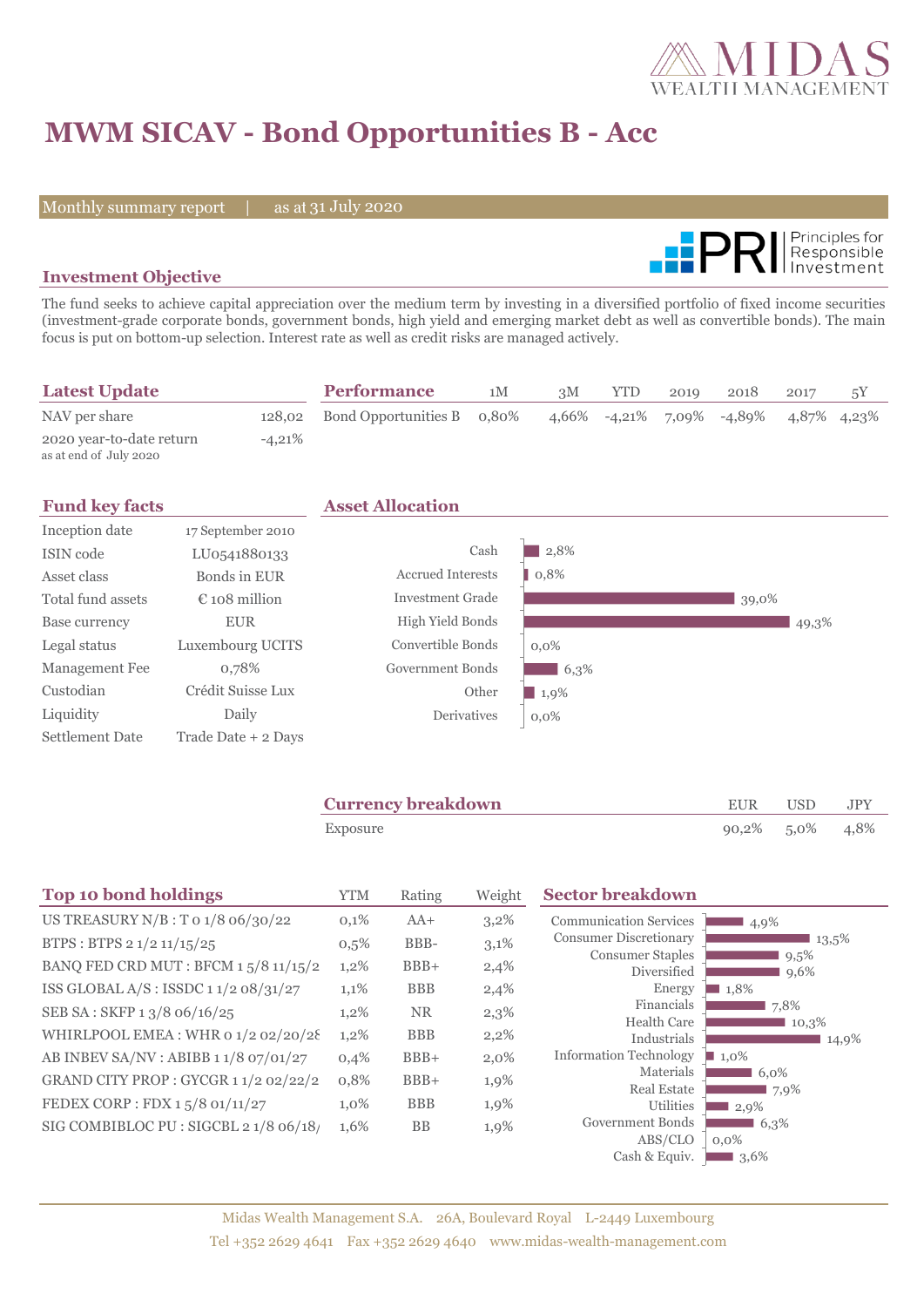# MWM SICAV - Bond Opportunities B - Acc

Monthly summary report | as at 31 July 2020

## Investment Objective

The fund seeks to achieve capital appreciation over the medium term by investing in a diversified portfolio of fixed income securities (investment-grade corporate bonds, government bonds, high yield and emerging market debt as well as convertible bonds). The main focus is put on bottom-up selection. Interest rate as well as credit risks are managed actively.

## Latest Update

| | |
|---|---|
| NAV per share | 128,02 |
| 2020 year-to-date return (as at end of July 2020) | -4,21% |

## Performance

| | 1M | 3M | YTD | 2019 | 2018 | 2017 | 5Y |
|---|---|---|---|---|---|---|---|
| Bond Opportunities B | 0,80% | 4,66% | -4,21% | 7,09% | -4,89% | 4,87% | 4,23% |

## Fund key facts

| | |
|---|---|
| Inception date | 17 September 2010 |
| ISIN code | LU0541880133 |
| Asset class | Bonds in EUR |
| Total fund assets | € 108 million |
| Base currency | EUR |
| Legal status | Luxembourg UCITS |
| Management Fee | 0,78% |
| Custodian | Crédit Suisse Lux |
| Liquidity | Daily |
| Settlement Date | Trade Date + 2 Days |

## Asset Allocation

| | |
|---|---|
| Cash | 2,8% |
| Accrued Interests | 0,8% |
| Investment Grade | 39,0% |
| High Yield Bonds | 49,3% |
| Convertible Bonds | 0,0% |
| Government Bonds | 6,3% |
| Other | 1,9% |
| Derivatives | 0,0% |

## Currency breakdown

| | EUR | USD | JPY |
|---|---|---|---|
| Exposure | 90,2% | 5,0% | 4,8% |

## Top 10 bond holdings

| | YTM | Rating | Weight |
|---|---|---|---|
| US TREASURY N/B : T 0 1/8 06/30/22 | 0,1% | AA+ | 3,2% |
| BTPS : BTPS 2 1/2 11/15/25 | 0,5% | BBB- | 3,1% |
| BANQ FED CRD MUT : BFCM 1 5/8 11/15/2 | 1,2% | BBB+ | 2,4% |
| ISS GLOBAL A/S : ISSDC 1 1/2 08/31/27 | 1,1% | BBB | 2,4% |
| SEB SA : SKFP 1 3/8 06/16/25 | 1,2% | NR | 2,3% |
| WHIRLPOOL EMEA : WHR 0 1/2 02/20/28 | 1,2% | BBB | 2,2% |
| AB INBEV SA/NV : ABIBB 1 1/8 07/01/27 | 0,4% | BBB+ | 2,0% |
| GRAND CITY PROP : GYCGR 1 1/2 02/22/2 | 0,8% | BBB+ | 1,9% |
| FEDEX CORP : FDX 1 5/8 01/11/27 | 1,0% | BBB | 1,9% |
| SIG COMBIBLOC PU : SIGCBL 2 1/8 06/18/ | 1,6% | BB | 1,9% |

## Sector breakdown

| | |
|---|---|
| Communication Services | 4,9% |
| Consumer Discretionary | 13,5% |
| Consumer Staples | 9,5% |
| Diversified | 9,6% |
| Energy | 1,8% |
| Financials | 7,8% |
| Health Care | 10,3% |
| Industrials | 14,9% |
| Information Technology | 1,0% |
| Materials | 6,0% |
| Real Estate | 7,9% |
| Utilities | 2,9% |
| Government Bonds | 6,3% |
| ABS/CLO | 0,0% |
| Cash & Equiv. | 3,6% |

Midas Wealth Management S.A. 26A, Boulevard Royal L-2449 Luxembourg
Tel +352 2629 4641 Fax +352 2629 4640 www.midas-wealth-management.com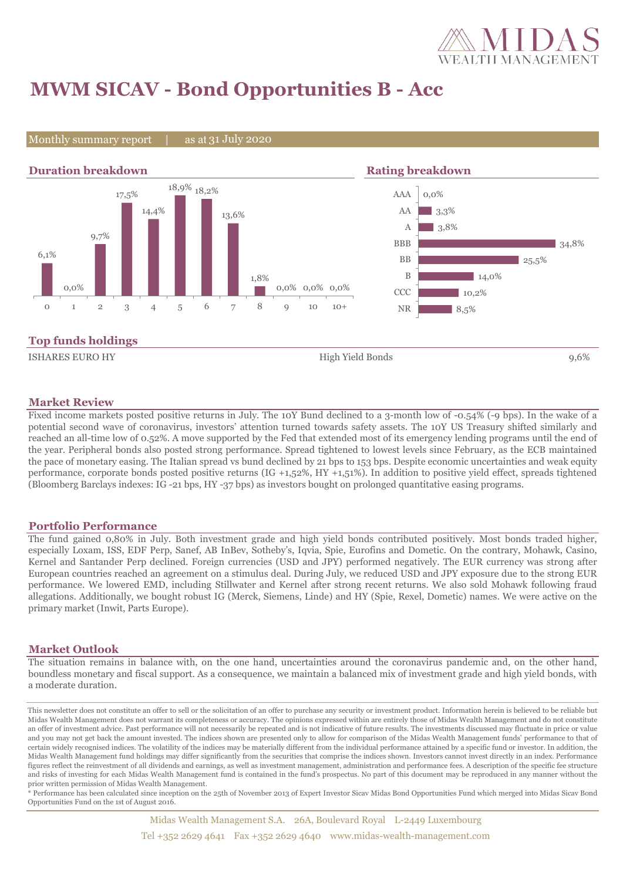# MWM SICAV - Bond Opportunities B - Acc

Monthly summary report | as at 31 July 2020

## Duration breakdown

6,1%
0,0%
9,7%
17,5%
14,4%
18,9%
18,2%
13,6%
1,8%
0,0% 0,0% 0,0%

0 1 2 3 4 5 6 7 8 9 10 10+

## Rating breakdown

AAA 0,0%
AA 3,3%
A 3,8%
BBB 34,8%
BB 25,5%
B 14,0%
CCC 10,2%
NR 8,5%

## Top funds holdings

| | | |
|---|---|---|
| ISHARES EURO HY | High Yield Bonds | 9,6% |

## Market Review

Fixed income markets posted positive returns in July. The 10Y Bund declined to a 3-month low of -0.54% (-9 bps). In the wake of a potential second wave of coronavirus, investors' attention turned towards safety assets. The 10Y US Treasury shifted similarly and reached an all-time low of 0.52%. A move supported by the Fed that extended most of its emergency lending programs until the end of the year. Peripheral bonds also posted strong performance. Spread tightened to lowest levels since February, as the ECB maintained the pace of monetary easing. The Italian spread vs bund declined by 21 bps to 153 bps. Despite economic uncertainties and weak equity performance, corporate bonds posted positive returns (IG +1,52%, HY +1,51%). In addition to positive yield effect, spreads tightened (Bloomberg Barclays indexes: IG -21 bps, HY -37 bps) as investors bought on prolonged quantitative easing programs.

## Portfolio Performance

The fund gained 0,80% in July. Both investment grade and high yield bonds contributed positively. Most bonds traded higher, especially Loxam, ISS, EDF Perp, Sanef, AB InBev, Sotheby's, Iqvia, Spie, Eurofins and Dometic. On the contrary, Mohawk, Casino, Kernel and Santander Perp declined. Foreign currencies (USD and JPY) performed negatively. The EUR currency was strong after European countries reached an agreement on a stimulus deal. During July, we reduced USD and JPY exposure due to the strong EUR performance. We lowered EMD, including Stillwater and Kernel after strong recent returns. We also sold Mohawk following fraud allegations. Additionally, we bought robust IG (Merck, Siemens, Linde) and HY (Spie, Rexel, Dometic) names. We were active on the primary market (Inwit, Parts Europe).

## Market Outlook

The situation remains in balance with, on the one hand, uncertainties around the coronavirus pandemic and, on the other hand, boundless monetary and fiscal support. As a consequence, we maintain a balanced mix of investment grade and high yield bonds, with a moderate duration.

This newsletter does not constitute an offer to sell or the solicitation of an offer to purchase any security or investment product. Information herein is believed to be reliable but Midas Wealth Management does not warrant its completeness or accuracy. The opinions expressed within are entirely those of Midas Wealth Management and do not constitute an offer of investment advice. Past performance will not necessarily be repeated and is not indicative of future results. The investments discussed may fluctuate in price or value and you may not get back the amount invested. The indices shown are presented only to allow for comparison of the Midas Wealth Management funds' performance to that of certain widely recognised indices. The volatility of the indices may be materially different from the individual performance attained by a specific fund or investor. In addition, the Midas Wealth Management fund holdings may differ significantly from the securities that comprise the indices shown. Investors cannot invest directly in an index. Performance figures reflect the reinvestment of all dividends and earnings, as well as investment management, administration and performance fees. A description of the specific fee structure and risks of investing for each Midas Wealth Management fund is contained in the fund's prospectus. No part of this document may be reproduced in any manner without the prior written permission of Midas Wealth Management.

* Performance has been calculated since inception on the 25th of November 2013 of Expert Investor Sicav Midas Bond Opportunities Fund which merged into Midas Sicav Bond Opportunities Fund on the 1st of August 2016.

Midas Wealth Management S.A. 26A, Boulevard Royal L-2449 Luxembourg
Tel +352 2629 4641 Fax +352 2629 4640 www.midas-wealth-management.com